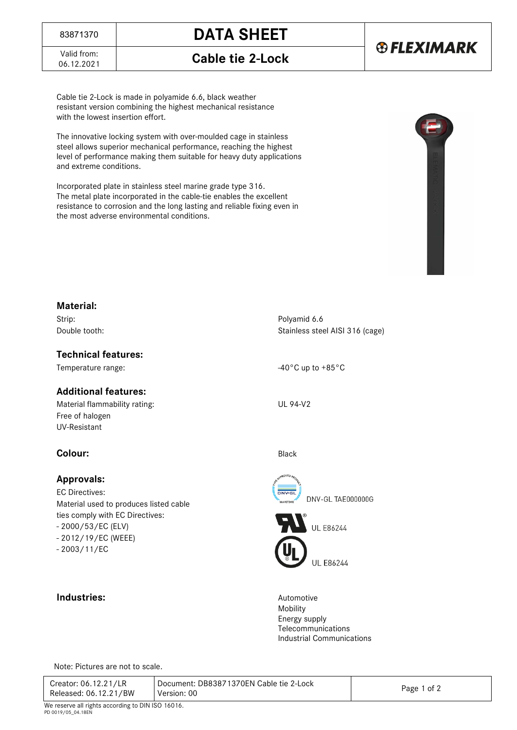| 83871370 | DATA SHEET | FLEXIMARK |
|---|---|---|
| Valid from: 06.12.2021 | Cable tie 2-Lock | |

Cable tie 2-Lock is made in polyamide 6.6, black weather resistant version combining the highest mechanical resistance with the lowest insertion effort.

The innovative locking system with over-moulded cage in stainless steel allows superior mechanical performance, reaching the highest level of performance making them suitable for heavy duty applications and extreme conditions.

Incorporated plate in stainless steel marine grade type 316.
The metal plate incorporated in the cable-tie enables the excellent resistance to corrosion and the long lasting and reliable fixing even in the most adverse environmental conditions.

## Material:

| | |
|---|---|
| Strip: | Polyamid 6.6 |
| Double tooth: | Stainless steel AISI 316 (cage) |

## Technical features:

| | |
|---|---|
| Temperature range: | -40°C up to +85°C |

## Additional features:

| | |
|---|---|
| Material flammability rating: | UL 94-V2 |
| Free of halogen | |
| UV-Resistant | |

## Colour:

Black

## Approvals:

EC Directives:
Material used to produces listed cable ties comply with EC Directives:
- 2000/53/EC (ELV)
- 2012/19/EC (WEEE)
- 2003/11/EC

DNV-GL TAE000000G

UL E86244

UL E86244

## Industries:

Automotive
Mobility
Energy supply
Telecommunications
Industrial Communications

Note: Pictures are not to scale.

| | |
|---|---|
| Creator: 06.12.21/LR<br>Released: 06.12.21/BW | Document: DB83871370EN Cable tie 2-Lock<br>Version: 00 |

We reserve all rights according to DIN ISO 16016.
PD 0019/05_04.18EN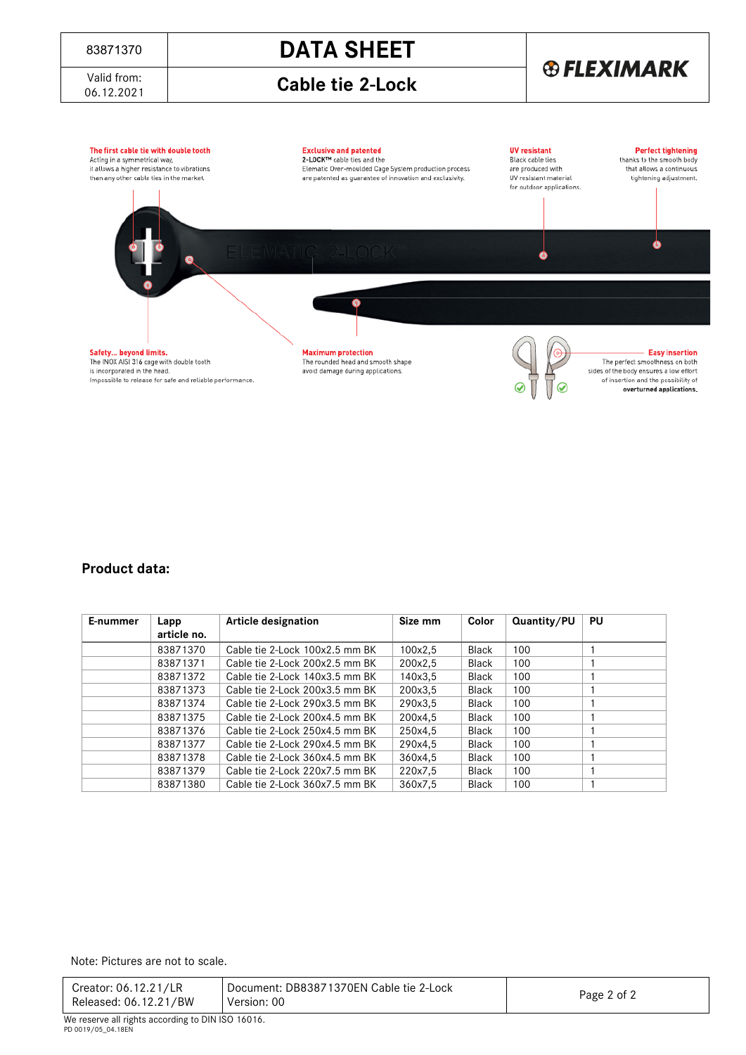| 83871370 | DATA SHEET |
|---|---|
| Valid from: 06.12.2021 | Cable tie 2-Lock |

**The first cable tie with double tooth**
Acting in a symmetrical way, it allows a higher resistance to vibrations than any other cable ties in the market.

**Exclusive and patented**
2-LOCK™ cable ties and the Elematic Over-moulded Cage System production process are patented as guarantee of innovation and exclusivity.

**UV resistant**
Black cable ties are produced with UV resistant material for outdoor applications.

**Perfect tightening**
thanks to the smooth body that allows a continuous tightening adjustment.

**Safety... beyond limits.**
The INOX AISI 316 cage with double tooth is incorporated in the head. Impossible to release for safe and reliable performance.

**Maximum protection**
The rounded head and smooth shape avoid damage during applications.

**Easy insertion**
The perfect smoothness on both sides of the body ensures a low effort of insertion and the possibility of **overturned applications.**

## Product data:

| E-nummer | Lapp article no. | Article designation | Size mm | Color | Quantity/PU | PU |
|---|---|---|---|---|---|---|
| | 83871370 | Cable tie 2-Lock 100x2.5 mm BK | 100x2,5 | Black | 100 | 1 |
| | 83871371 | Cable tie 2-Lock 200x2.5 mm BK | 200x2,5 | Black | 100 | 1 |
| | 83871372 | Cable tie 2-Lock 140x3.5 mm BK | 140x3,5 | Black | 100 | 1 |
| | 83871373 | Cable tie 2-Lock 200x3.5 mm BK | 200x3,5 | Black | 100 | 1 |
| | 83871374 | Cable tie 2-Lock 290x3.5 mm BK | 290x3,5 | Black | 100 | 1 |
| | 83871375 | Cable tie 2-Lock 200x4.5 mm BK | 200x4,5 | Black | 100 | 1 |
| | 83871376 | Cable tie 2-Lock 250x4.5 mm BK | 250x4,5 | Black | 100 | 1 |
| | 83871377 | Cable tie 2-Lock 290x4.5 mm BK | 290x4,5 | Black | 100 | 1 |
| | 83871378 | Cable tie 2-Lock 360x4.5 mm BK | 360x4,5 | Black | 100 | 1 |
| | 83871379 | Cable tie 2-Lock 220x7.5 mm BK | 220x7,5 | Black | 100 | 1 |
| | 83871380 | Cable tie 2-Lock 360x7.5 mm BK | 360x7,5 | Black | 100 | 1 |

Note: Pictures are not to scale.

| Creator: 06.12.21/LR<br>Released: 06.12.21/BW | Document: DB83871370EN Cable tie 2-Lock<br>Version: 00 |
|---|---|

We reserve all rights according to DIN ISO 16016.
PD 0019/05_04.18EN